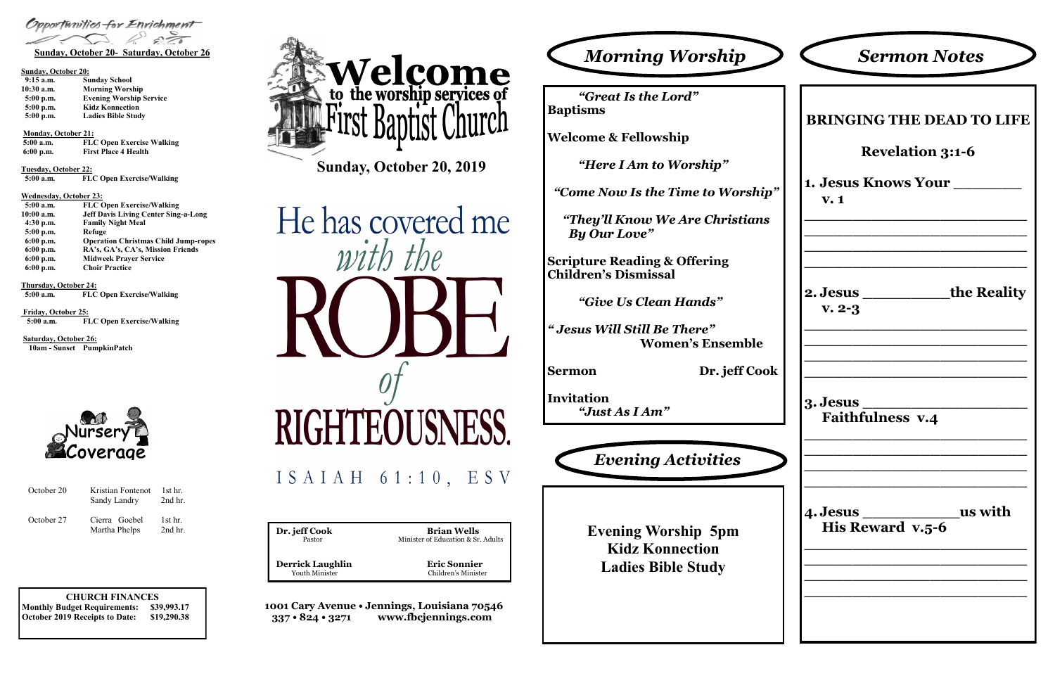## Opportunities for Enrichment

**Sunday, October 20- Saturday, October 26**

**Sunday, October 20:**

| | |
|---|---|
| 9:15 a.m. | Sunday School |
| 10:30 a.m. | Morning Worship |
| 5:00 p.m. | Evening Worship Service |
| 5:00 p.m. | Kidz Konnection |
| 5:00 p.m. | Ladies Bible Study |

**Monday, October 21:**

| | |
|---|---|
| 5:00 a.m. | FLC Open Exercise Walking |
| 6:00 p.m. | First Place 4 Health |

**Tuesday, October 22:**

| | |
|---|---|
| 5:00 a.m. | FLC Open Exercise/Walking |

**Wednesday, October 23:**

| | |
|---|---|
| 5:00 a.m. | FLC Open Exercise/Walking |
| 10:00 a.m. | Jeff Davis Living Center Sing-a-Long |
| 4:30 p.m. | Family Night Meal |
| 5:00 p.m. | Refuge |
| 6:00 p.m. | Operation Christmas Child Jump-ropes |
| 6:00 p.m. | RA's, GA's, CA's, Mission Friends |
| 6:00 p.m. | Midweek Prayer Service |
| 6:00 p.m. | Choir Practice |

**Thursday, October 24:**

| | |
|---|---|
| 5:00 a.m. | FLC Open Exercise/Walking |

**Friday, October 25:**

| | |
|---|---|
| 5:00 a.m. | FLC Open Exercise/Walking |

**Saturday, October 26:**

| | |
|---|---|
| 10am - Sunset | PumpkinPatch |

### Nursery Coverage

| | | |
|---|---|---|
| October 20 | Kristian Fontenot | 1st hr. |
| | Sandy Landry | 2nd hr. |
| October 27 | Cierra Goebel | 1st hr. |
| | Martha Phelps | 2nd hr. |

**CHURCH FINANCES**

| | |
|---|---|
| Monthly Budget Requirements: | $39,993.17 |
| October 2019 Receipts to Date: | $19,290.38 |

# Welcome to the worship services of First Baptist Church

**Sunday, October 20, 2019**

He has covered me *with the* ROBE *of* RIGHTEOUSNESS.

ISAIAH 61:10, ESV

| | |
|---|---|
| **Dr. jeff Cook** Pastor | **Brian Wells** Minister of Education & Sr. Adults |
| **Derrick Laughlin** Youth Minister | **Eric Sonnier** Children's Minister |

**1001 Cary Avenue • Jennings, Louisiana 70546**
**337 • 824 • 3271 www.fbcjennings.com**

## *Morning Worship*

*"Great Is the Lord"*

**Baptisms**

**Welcome & Fellowship**

*"Here I Am to Worship"*

*"Come Now Is the Time to Worship"*

*"They'll Know We Are Christians By Our Love"*

**Scripture Reading & Offering**
**Children's Dismissal**

*"Give Us Clean Hands"*

*" Jesus Will Still Be There"* **Women's Ensemble**

**Sermon** **Dr. jeff Cook**

**Invitation**
*"Just As I Am"*

## *Evening Activities*

**Evening Worship 5pm**
**Kidz Konnection**
**Ladies Bible Study**

## *Sermon Notes*

### BRINGING THE DEAD TO LIFE

### Revelation 3:1-6

**1. Jesus Knows Your ________ v. 1**

______________________________
______________________________
______________________________
______________________________

**2. Jesus __________the Reality v. 2-3**

______________________________
______________________________
______________________________
______________________________

**3. Jesus ___________________ Faithfulness v.4**

______________________________
______________________________
______________________________
______________________________

**4. Jesus ___________us with His Reward v.5-6**

______________________________
______________________________
______________________________
______________________________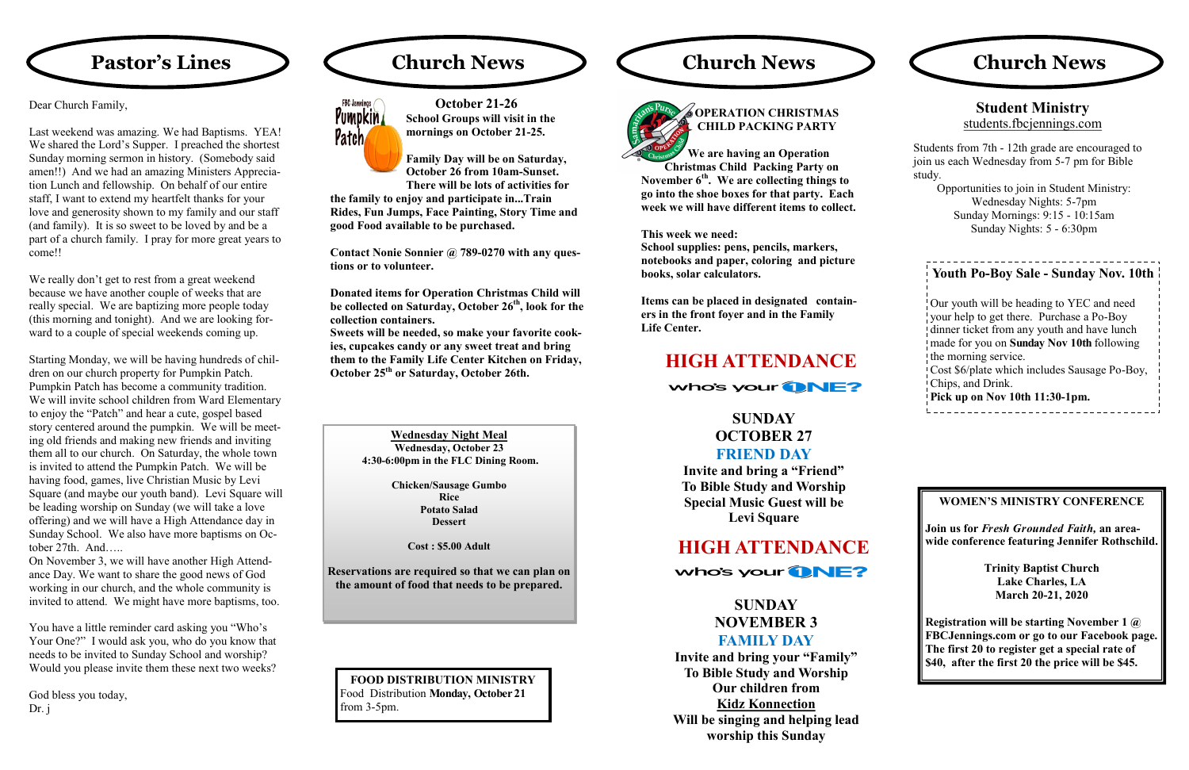# Pastor's Lines

Dear Church Family,

Last weekend was amazing. We had Baptisms. YEA! We shared the Lord's Supper. I preached the shortest Sunday morning sermon in history. (Somebody said amen!!) And we had an amazing Ministers Appreciation Lunch and fellowship. On behalf of our entire staff, I want to extend my heartfelt thanks for your love and generosity shown to my family and our staff (and family). It is so sweet to be loved by and be a part of a church family. I pray for more great years to come!!

We really don't get to rest from a great weekend because we have another couple of weeks that are really special. We are baptizing more people today (this morning and tonight). And we are looking forward to a couple of special weekends coming up.

Starting Monday, we will be having hundreds of children on our church property for Pumpkin Patch. Pumpkin Patch has become a community tradition. We will invite school children from Ward Elementary to enjoy the "Patch" and hear a cute, gospel based story centered around the pumpkin. We will be meeting old friends and making new friends and inviting them all to our church. On Saturday, the whole town is invited to attend the Pumpkin Patch. We will be having food, games, live Christian Music by Levi Square (and maybe our youth band). Levi Square will be leading worship on Sunday (we will take a love offering) and we will have a High Attendance day in Sunday School. We also have more baptisms on October 27th. And…..

On November 3, we will have another High Attendance Day. We want to share the good news of God working in our church, and the whole community is invited to attend. We might have more baptisms, too.

You have a little reminder card asking you "Who's Your One?" I would ask you, who do you know that needs to be invited to Sunday School and worship? Would you please invite them these next two weeks?

God bless you today,
Dr. j

# Church News

FBC Jennings Pumpkin Patch

**October 21-26**

**School Groups will visit in the mornings on October 21-25.**

**Family Day will be on Saturday, October 26 from 10am-Sunset. There will be lots of activities for the family to enjoy and participate in...Train Rides, Fun Jumps, Face Painting, Story Time and good Food available to be purchased.**

**Contact Nonie Sonnier @ 789-0270 with any questions or to volunteer.**

**Donated items for Operation Christmas Child will be collected on Saturday, October 26th, look for the collection containers.**

**Sweets will be needed, so make your favorite cookies, cupcakes candy or any sweet treat and bring them to the Family Life Center Kitchen on Friday, October 25th or Saturday, October 26th.**

**Wednesday Night Meal**

**Wednesday, October 23**
**4:30-6:00pm in the FLC Dining Room.**

**Chicken/Sausage Gumbo**
**Rice**
**Potato Salad**
**Dessert**

**Cost : $5.00 Adult**

**Reservations are required so that we can plan on the amount of food that needs to be prepared.**

**FOOD DISTRIBUTION MINISTRY**
Food Distribution **Monday, October 21** from 3-5pm.

# Church News

**OPERATION CHRISTMAS CHILD PACKING PARTY**

**We are having an Operation Christmas Child Packing Party on November 6th. We are collecting things to go into the shoe boxes for that party. Each week we will have different items to collect.**

**This week we need:**
**School supplies: pens, pencils, markers, notebooks and paper, coloring and picture books, solar calculators.**

**Items can be placed in designated containers in the front foyer and in the Family Life Center.**

## HIGH ATTENDANCE

who's your ONE?

**SUNDAY**
**OCTOBER 27**
**FRIEND DAY**
**Invite and bring a "Friend" To Bible Study and Worship**
**Special Music Guest will be Levi Square**

## HIGH ATTENDANCE

who's your ONE?

**SUNDAY**
**NOVEMBER 3**
**FAMILY DAY**
**Invite and bring your "Family" To Bible Study and Worship**
**Our children from Kidz Konnection Will be singing and helping lead worship this Sunday**

# Church News

## Student Ministry

students.fbcjennings.com

Students from 7th - 12th grade are encouraged to join us each Wednesday from 5-7 pm for Bible study.

Opportunities to join in Student Ministry:
Wednesday Nights: 5-7pm
Sunday Mornings: 9:15 - 10:15am
Sunday Nights: 5 - 6:30pm

**Youth Po-Boy Sale - Sunday Nov. 10th**

Our youth will be heading to YEC and need your help to get there. Purchase a Po-Boy dinner ticket from any youth and have lunch made for you on **Sunday Nov 10th** following the morning service.
Cost $6/plate which includes Sausage Po-Boy, Chips, and Drink.
**Pick up on Nov 10th 11:30-1pm.**

**WOMEN'S MINISTRY CONFERENCE**

**Join us for *Fresh Grounded Faith,* an area-wide conference featuring Jennifer Rothschild.**

**Trinity Baptist Church**
**Lake Charles, LA**
**March 20-21, 2020**

**Registration will be starting November 1 @ FBCJennings.com or go to our Facebook page. The first 20 to register get a special rate of $40, after the first 20 the price will be $45.**